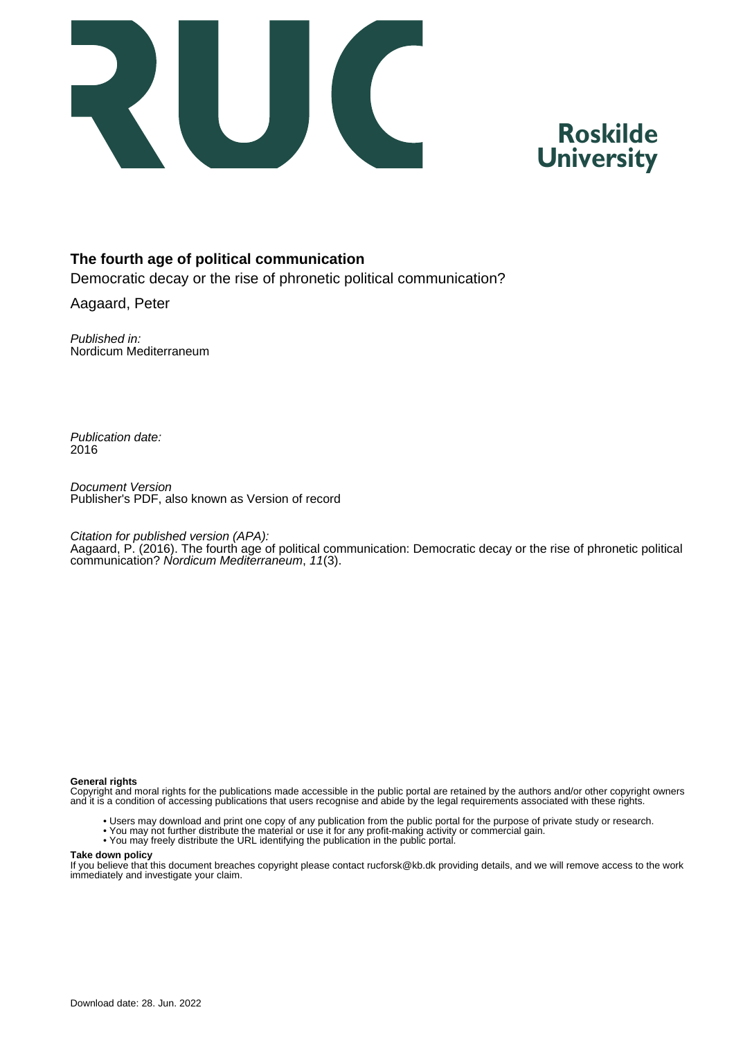Roskilde University

**The fourth age of political communication**

Democratic decay or the rise of phronetic political communication?

Aagaard, Peter

*Published in:*
Nordicum Mediterraneum

*Publication date:*
2016

*Document Version*
Publisher's PDF, also known as Version of record

*Citation for published version (APA):*
Aagaard, P. (2016). The fourth age of political communication: Democratic decay or the rise of phronetic political communication? *Nordicum Mediterraneum*, *11*(3).

**General rights**
Copyright and moral rights for the publications made accessible in the public portal are retained by the authors and/or other copyright owners and it is a condition of accessing publications that users recognise and abide by the legal requirements associated with these rights.

- Users may download and print one copy of any publication from the public portal for the purpose of private study or research.
- You may not further distribute the material or use it for any profit-making activity or commercial gain.
- You may freely distribute the URL identifying the publication in the public portal.

**Take down policy**
If you believe that this document breaches copyright please contact rucforsk@kb.dk providing details, and we will remove access to the work immediately and investigate your claim.

Download date: 28. Jun. 2022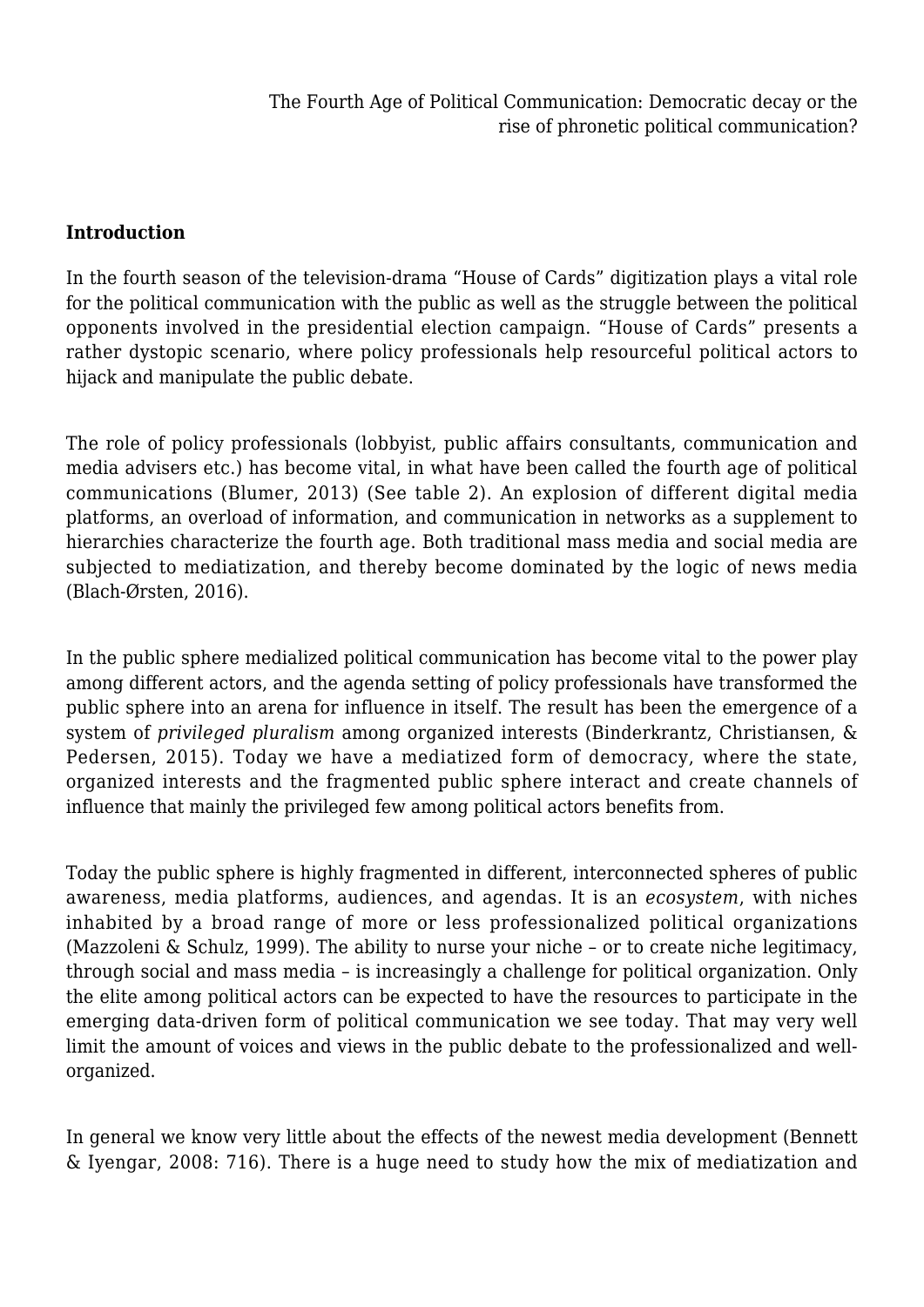The Fourth Age of Political Communication: Democratic decay or the rise of phronetic political communication?

## Introduction

In the fourth season of the television-drama "House of Cards" digitization plays a vital role for the political communication with the public as well as the struggle between the political opponents involved in the presidential election campaign. "House of Cards" presents a rather dystopic scenario, where policy professionals help resourceful political actors to hijack and manipulate the public debate.

The role of policy professionals (lobbyist, public affairs consultants, communication and media advisers etc.) has become vital, in what have been called the fourth age of political communications (Blumer, 2013) (See table 2). An explosion of different digital media platforms, an overload of information, and communication in networks as a supplement to hierarchies characterize the fourth age. Both traditional mass media and social media are subjected to mediatization, and thereby become dominated by the logic of news media (Blach-Ørsten, 2016).

In the public sphere medialized political communication has become vital to the power play among different actors, and the agenda setting of policy professionals have transformed the public sphere into an arena for influence in itself. The result has been the emergence of a system of *privileged pluralism* among organized interests (Binderkrantz, Christiansen, & Pedersen, 2015). Today we have a mediatized form of democracy, where the state, organized interests and the fragmented public sphere interact and create channels of influence that mainly the privileged few among political actors benefits from.

Today the public sphere is highly fragmented in different, interconnected spheres of public awareness, media platforms, audiences, and agendas. It is an *ecosystem*, with niches inhabited by a broad range of more or less professionalized political organizations (Mazzoleni & Schulz, 1999). The ability to nurse your niche – or to create niche legitimacy, through social and mass media – is increasingly a challenge for political organization. Only the elite among political actors can be expected to have the resources to participate in the emerging data-driven form of political communication we see today. That may very well limit the amount of voices and views in the public debate to the professionalized and well-organized.

In general we know very little about the effects of the newest media development (Bennett & Iyengar, 2008: 716). There is a huge need to study how the mix of mediatization and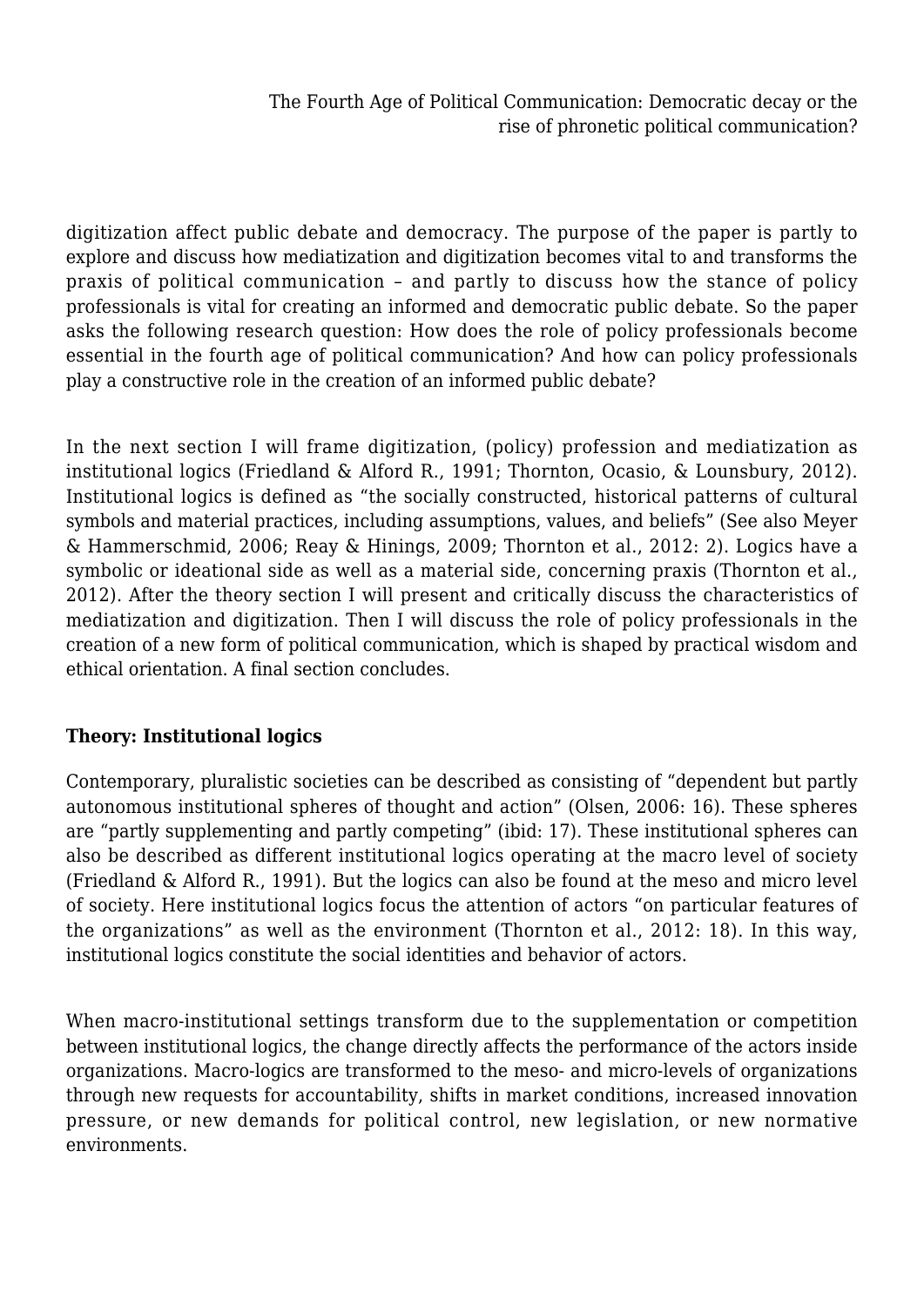digitization affect public debate and democracy. The purpose of the paper is partly to explore and discuss how mediatization and digitization becomes vital to and transforms the praxis of political communication – and partly to discuss how the stance of policy professionals is vital for creating an informed and democratic public debate. So the paper asks the following research question: How does the role of policy professionals become essential in the fourth age of political communication? And how can policy professionals play a constructive role in the creation of an informed public debate?

In the next section I will frame digitization, (policy) profession and mediatization as institutional logics (Friedland & Alford R., 1991; Thornton, Ocasio, & Lounsbury, 2012). Institutional logics is defined as "the socially constructed, historical patterns of cultural symbols and material practices, including assumptions, values, and beliefs" (See also Meyer & Hammerschmid, 2006; Reay & Hinings, 2009; Thornton et al., 2012: 2). Logics have a symbolic or ideational side as well as a material side, concerning praxis (Thornton et al., 2012). After the theory section I will present and critically discuss the characteristics of mediatization and digitization. Then I will discuss the role of policy professionals in the creation of a new form of political communication, which is shaped by practical wisdom and ethical orientation. A final section concludes.

## Theory: Institutional logics

Contemporary, pluralistic societies can be described as consisting of "dependent but partly autonomous institutional spheres of thought and action" (Olsen, 2006: 16). These spheres are "partly supplementing and partly competing" (ibid: 17). These institutional spheres can also be described as different institutional logics operating at the macro level of society (Friedland & Alford R., 1991). But the logics can also be found at the meso and micro level of society. Here institutional logics focus the attention of actors "on particular features of the organizations" as well as the environment (Thornton et al., 2012: 18). In this way, institutional logics constitute the social identities and behavior of actors.

When macro-institutional settings transform due to the supplementation or competition between institutional logics, the change directly affects the performance of the actors inside organizations. Macro-logics are transformed to the meso- and micro-levels of organizations through new requests for accountability, shifts in market conditions, increased innovation pressure, or new demands for political control, new legislation, or new normative environments.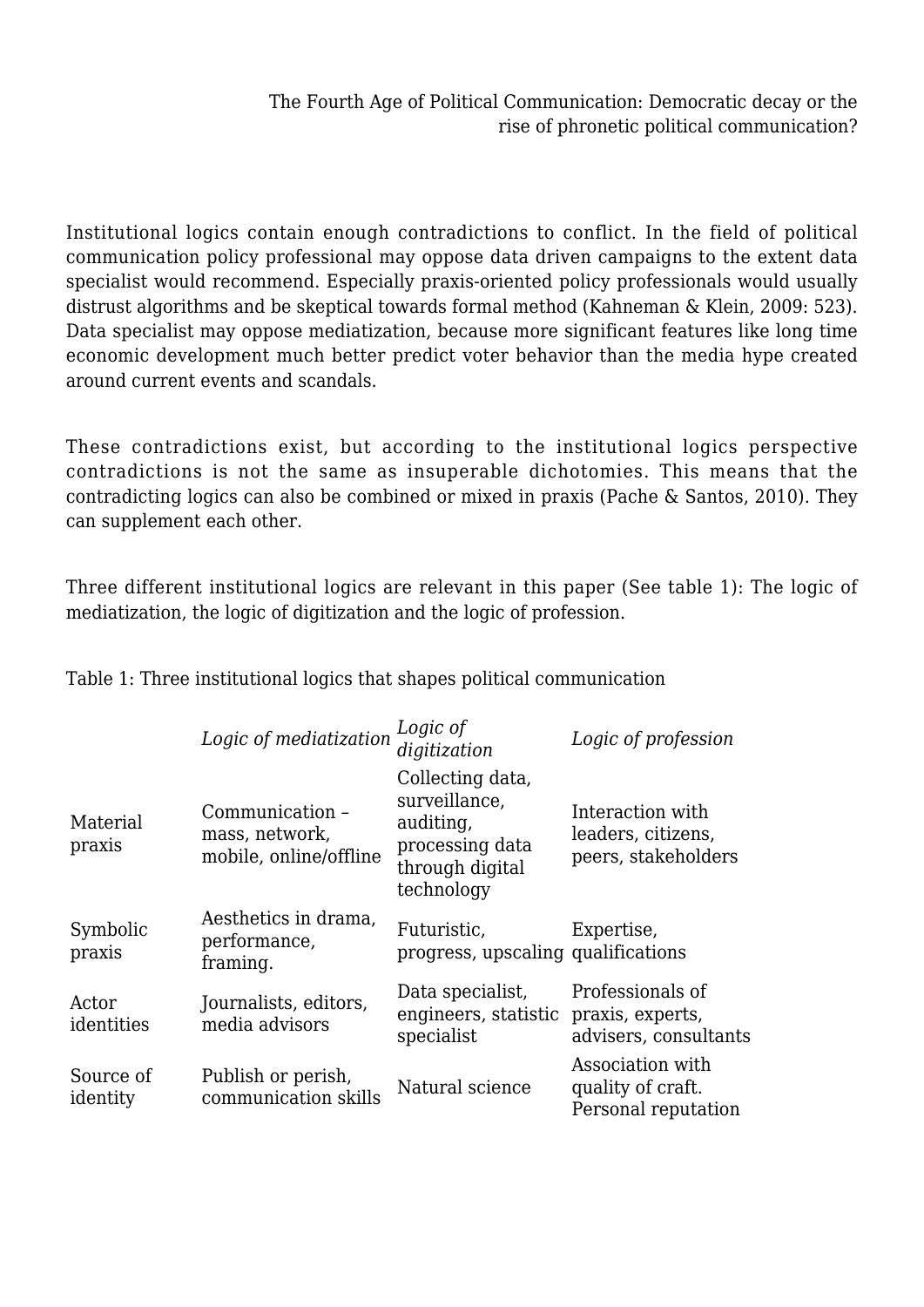Institutional logics contain enough contradictions to conflict. In the field of political communication policy professional may oppose data driven campaigns to the extent data specialist would recommend. Especially praxis-oriented policy professionals would usually distrust algorithms and be skeptical towards formal method (Kahneman & Klein, 2009: 523). Data specialist may oppose mediatization, because more significant features like long time economic development much better predict voter behavior than the media hype created around current events and scandals.

These contradictions exist, but according to the institutional logics perspective contradictions is not the same as insuperable dichotomies. This means that the contradicting logics can also be combined or mixed in praxis (Pache & Santos, 2010). They can supplement each other.

Three different institutional logics are relevant in this paper (See table 1): The logic of mediatization, the logic of digitization and the logic of profession.

Table 1: Three institutional logics that shapes political communication

| | *Logic of mediatization* | *Logic of digitization* | *Logic of profession* |
|---|---|---|---|
| Material praxis | Communication – mass, network, mobile, online/offline | Collecting data, surveillance, auditing, processing data through digital technology | Interaction with leaders, citizens, peers, stakeholders |
| Symbolic praxis | Aesthetics in drama, performance, framing. | Futuristic, progress, upscaling | Expertise, qualifications |
| Actor identities | Journalists, editors, media advisors | Data specialist, engineers, statistic specialist | Professionals of praxis, experts, advisers, consultants |
| Source of identity | Publish or perish, communication skills | Natural science | Association with quality of craft. Personal reputation |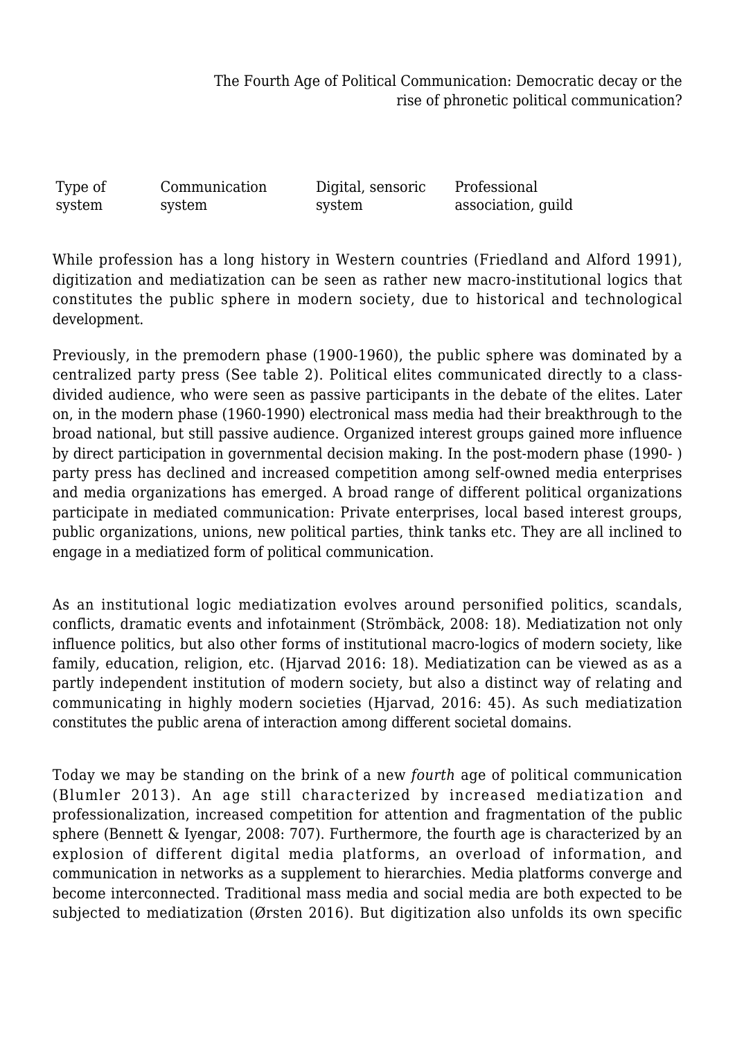| Type of system | Communication system | Digital, sensoric system | Professional association, guild |
|---|---|---|---|

While profession has a long history in Western countries (Friedland and Alford 1991), digitization and mediatization can be seen as rather new macro-institutional logics that constitutes the public sphere in modern society, due to historical and technological development.

Previously, in the premodern phase (1900-1960), the public sphere was dominated by a centralized party press (See table 2). Political elites communicated directly to a class-divided audience, who were seen as passive participants in the debate of the elites. Later on, in the modern phase (1960-1990) electronical mass media had their breakthrough to the broad national, but still passive audience. Organized interest groups gained more influence by direct participation in governmental decision making. In the post-modern phase (1990- ) party press has declined and increased competition among self-owned media enterprises and media organizations has emerged. A broad range of different political organizations participate in mediated communication: Private enterprises, local based interest groups, public organizations, unions, new political parties, think tanks etc. They are all inclined to engage in a mediatized form of political communication.

As an institutional logic mediatization evolves around personified politics, scandals, conflicts, dramatic events and infotainment (Strömbäck, 2008: 18). Mediatization not only influence politics, but also other forms of institutional macro-logics of modern society, like family, education, religion, etc. (Hjarvad 2016: 18). Mediatization can be viewed as as a partly independent institution of modern society, but also a distinct way of relating and communicating in highly modern societies (Hjarvad, 2016: 45). As such mediatization constitutes the public arena of interaction among different societal domains.

Today we may be standing on the brink of a new *fourth* age of political communication (Blumler 2013). An age still characterized by increased mediatization and professionalization, increased competition for attention and fragmentation of the public sphere (Bennett & Iyengar, 2008: 707). Furthermore, the fourth age is characterized by an explosion of different digital media platforms, an overload of information, and communication in networks as a supplement to hierarchies. Media platforms converge and become interconnected. Traditional mass media and social media are both expected to be subjected to mediatization (Ørsten 2016). But digitization also unfolds its own specific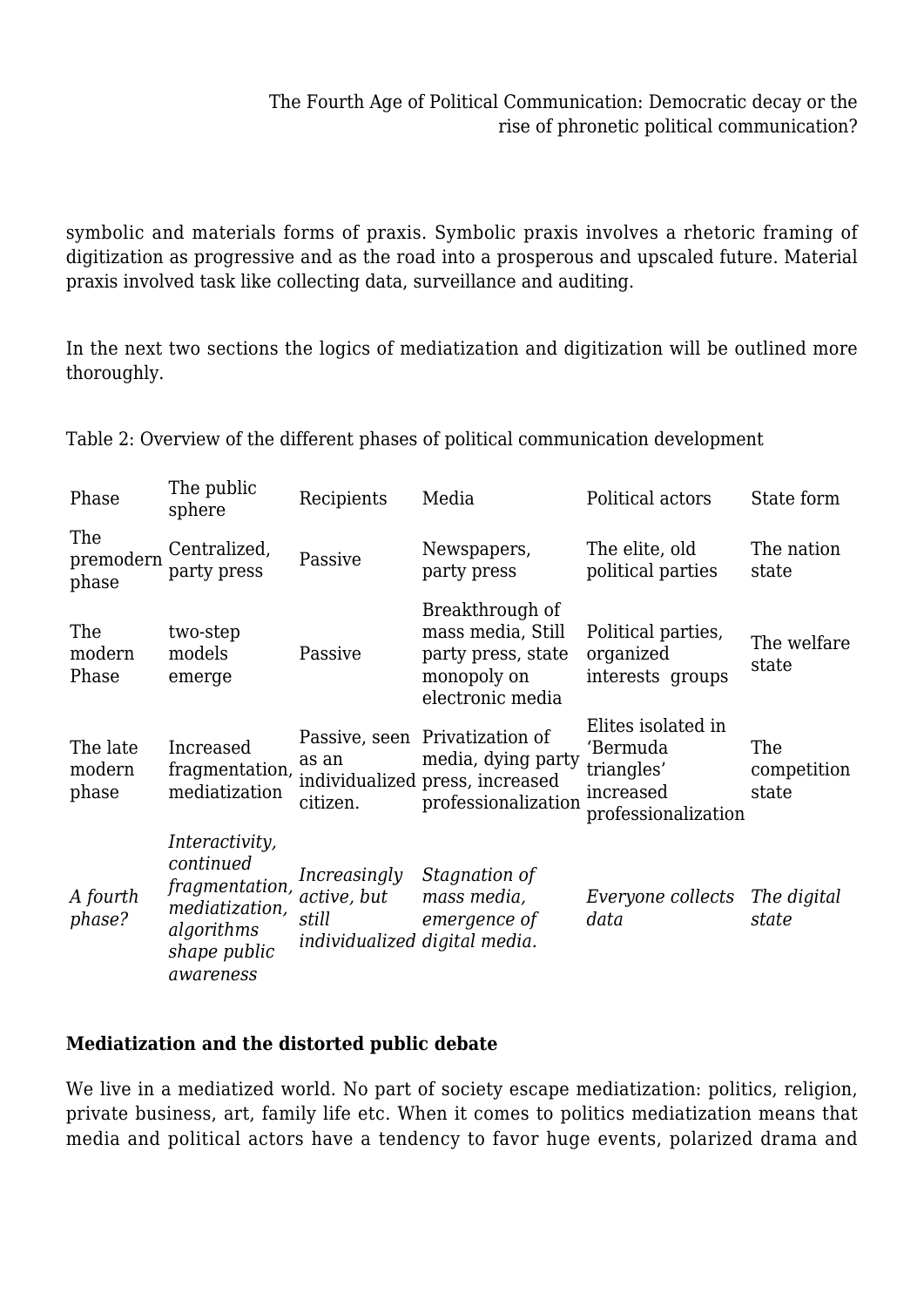symbolic and materials forms of praxis. Symbolic praxis involves a rhetoric framing of digitization as progressive and as the road into a prosperous and upscaled future. Material praxis involved task like collecting data, surveillance and auditing.

In the next two sections the logics of mediatization and digitization will be outlined more thoroughly.

Table 2: Overview of the different phases of political communication development

| Phase | The public sphere | Recipients | Media | Political actors | State form |
|---|---|---|---|---|---|
| The premodern phase | Centralized, party press | Passive | Newspapers, party press | The elite, old political parties | The nation state |
| The modern Phase | two-step models emerge | Passive | Breakthrough of mass media, Still party press, state monopoly on electronic media | Political parties, organized interests groups | The welfare state |
| The late modern phase | Increased fragmentation, mediatization | Passive, seen as an individualized citizen. | Privatization of media, dying party press, increased professionalization | Elites isolated in 'Bermuda triangles' increased professionalization | The competition state |
| *A fourth phase?* | *Interactivity, continued fragmentation, mediatization, algorithms shape public awareness* | *Increasingly active, but still individualized* | *Stagnation of mass media, emergence of digital media.* | *Everyone collects data* | *The digital state* |

**Mediatization and the distorted public debate**

We live in a mediatized world. No part of society escape mediatization: politics, religion, private business, art, family life etc. When it comes to politics mediatization means that media and political actors have a tendency to favor huge events, polarized drama and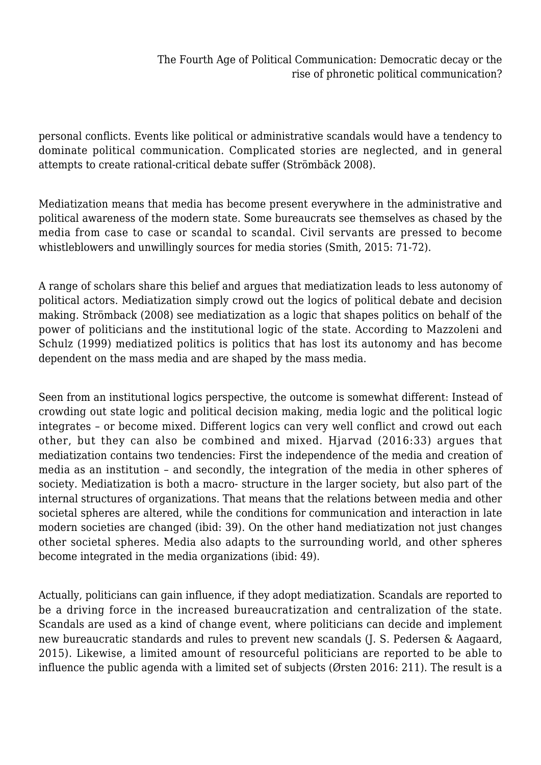personal conflicts. Events like political or administrative scandals would have a tendency to dominate political communication. Complicated stories are neglected, and in general attempts to create rational-critical debate suffer (Strömbäck 2008).

Mediatization means that media has become present everywhere in the administrative and political awareness of the modern state. Some bureaucrats see themselves as chased by the media from case to case or scandal to scandal. Civil servants are pressed to become whistleblowers and unwillingly sources for media stories (Smith, 2015: 71-72).

A range of scholars share this belief and argues that mediatization leads to less autonomy of political actors. Mediatization simply crowd out the logics of political debate and decision making. Strömback (2008) see mediatization as a logic that shapes politics on behalf of the power of politicians and the institutional logic of the state. According to Mazzoleni and Schulz (1999) mediatized politics is politics that has lost its autonomy and has become dependent on the mass media and are shaped by the mass media.

Seen from an institutional logics perspective, the outcome is somewhat different: Instead of crowding out state logic and political decision making, media logic and the political logic integrates – or become mixed. Different logics can very well conflict and crowd out each other, but they can also be combined and mixed. Hjarvad (2016:33) argues that mediatization contains two tendencies: First the independence of the media and creation of media as an institution – and secondly, the integration of the media in other spheres of society. Mediatization is both a macro- structure in the larger society, but also part of the internal structures of organizations. That means that the relations between media and other societal spheres are altered, while the conditions for communication and interaction in late modern societies are changed (ibid: 39). On the other hand mediatization not just changes other societal spheres. Media also adapts to the surrounding world, and other spheres become integrated in the media organizations (ibid: 49).

Actually, politicians can gain influence, if they adopt mediatization. Scandals are reported to be a driving force in the increased bureaucratization and centralization of the state. Scandals are used as a kind of change event, where politicians can decide and implement new bureaucratic standards and rules to prevent new scandals (J. S. Pedersen & Aagaard, 2015). Likewise, a limited amount of resourceful politicians are reported to be able to influence the public agenda with a limited set of subjects (Ørsten 2016: 211). The result is a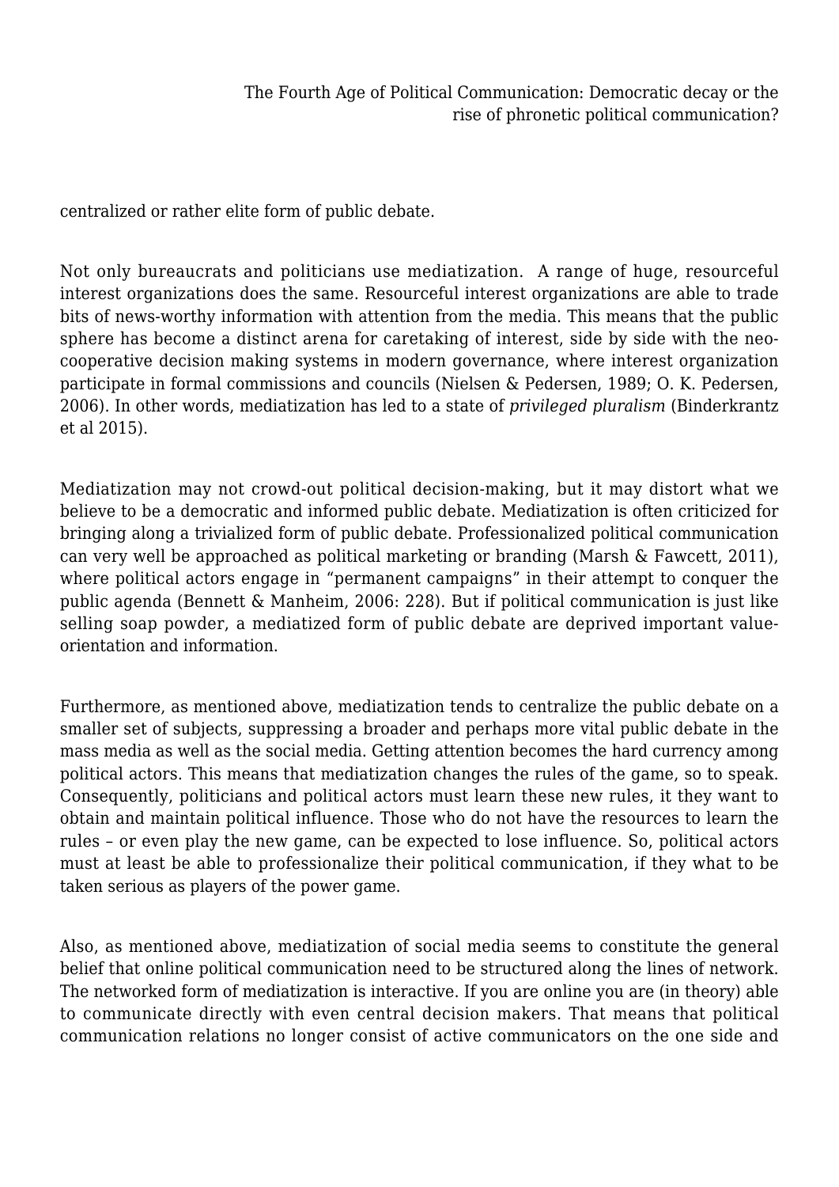centralized or rather elite form of public debate.

Not only bureaucrats and politicians use mediatization.  A range of huge, resourceful interest organizations does the same. Resourceful interest organizations are able to trade bits of news-worthy information with attention from the media. This means that the public sphere has become a distinct arena for caretaking of interest, side by side with the neo-cooperative decision making systems in modern governance, where interest organization participate in formal commissions and councils (Nielsen & Pedersen, 1989; O. K. Pedersen, 2006). In other words, mediatization has led to a state of *privileged pluralism* (Binderkrantz et al 2015).

Mediatization may not crowd-out political decision-making, but it may distort what we believe to be a democratic and informed public debate. Mediatization is often criticized for bringing along a trivialized form of public debate. Professionalized political communication can very well be approached as political marketing or branding (Marsh & Fawcett, 2011), where political actors engage in "permanent campaigns" in their attempt to conquer the public agenda (Bennett & Manheim, 2006: 228). But if political communication is just like selling soap powder, a mediatized form of public debate are deprived important value-orientation and information.

Furthermore, as mentioned above, mediatization tends to centralize the public debate on a smaller set of subjects, suppressing a broader and perhaps more vital public debate in the mass media as well as the social media. Getting attention becomes the hard currency among political actors. This means that mediatization changes the rules of the game, so to speak. Consequently, politicians and political actors must learn these new rules, it they want to obtain and maintain political influence. Those who do not have the resources to learn the rules – or even play the new game, can be expected to lose influence. So, political actors must at least be able to professionalize their political communication, if they what to be taken serious as players of the power game.

Also, as mentioned above, mediatization of social media seems to constitute the general belief that online political communication need to be structured along the lines of network. The networked form of mediatization is interactive. If you are online you are (in theory) able to communicate directly with even central decision makers. That means that political communication relations no longer consist of active communicators on the one side and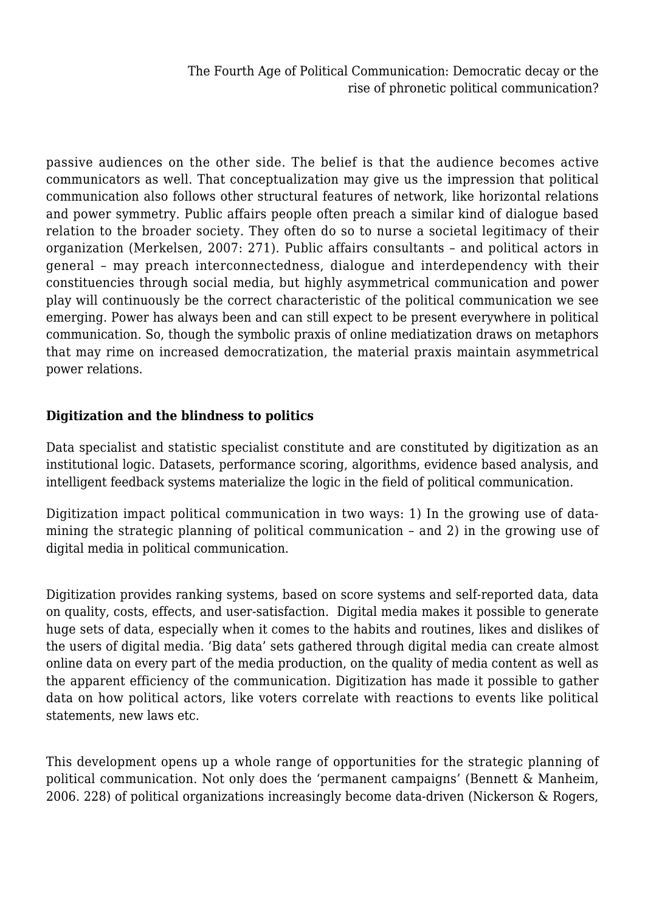passive audiences on the other side. The belief is that the audience becomes active communicators as well. That conceptualization may give us the impression that political communication also follows other structural features of network, like horizontal relations and power symmetry. Public affairs people often preach a similar kind of dialogue based relation to the broader society. They often do so to nurse a societal legitimacy of their organization (Merkelsen, 2007: 271). Public affairs consultants – and political actors in general – may preach interconnectedness, dialogue and interdependency with their constituencies through social media, but highly asymmetrical communication and power play will continuously be the correct characteristic of the political communication we see emerging. Power has always been and can still expect to be present everywhere in political communication. So, though the symbolic praxis of online mediatization draws on metaphors that may rime on increased democratization, the material praxis maintain asymmetrical power relations.

**Digitization and the blindness to politics**

Data specialist and statistic specialist constitute and are constituted by digitization as an institutional logic. Datasets, performance scoring, algorithms, evidence based analysis, and intelligent feedback systems materialize the logic in the field of political communication.

Digitization impact political communication in two ways: 1) In the growing use of data-mining the strategic planning of political communication – and 2) in the growing use of digital media in political communication.

Digitization provides ranking systems, based on score systems and self-reported data, data on quality, costs, effects, and user-satisfaction. Digital media makes it possible to generate huge sets of data, especially when it comes to the habits and routines, likes and dislikes of the users of digital media. 'Big data' sets gathered through digital media can create almost online data on every part of the media production, on the quality of media content as well as the apparent efficiency of the communication. Digitization has made it possible to gather data on how political actors, like voters correlate with reactions to events like political statements, new laws etc.

This development opens up a whole range of opportunities for the strategic planning of political communication. Not only does the 'permanent campaigns' (Bennett & Manheim, 2006. 228) of political organizations increasingly become data-driven (Nickerson & Rogers,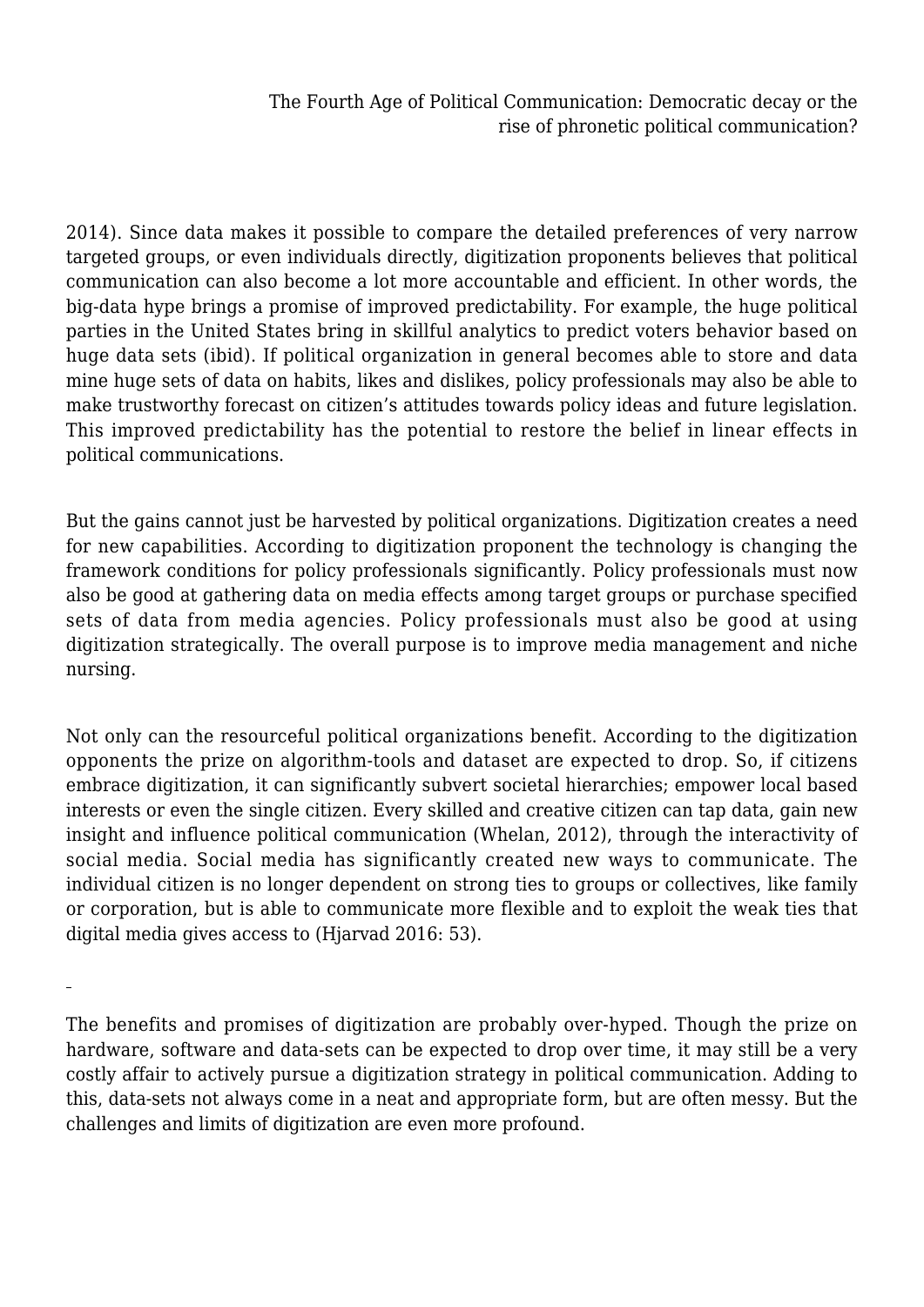2014). Since data makes it possible to compare the detailed preferences of very narrow targeted groups, or even individuals directly, digitization proponents believes that political communication can also become a lot more accountable and efficient. In other words, the big-data hype brings a promise of improved predictability. For example, the huge political parties in the United States bring in skillful analytics to predict voters behavior based on huge data sets (ibid). If political organization in general becomes able to store and data mine huge sets of data on habits, likes and dislikes, policy professionals may also be able to make trustworthy forecast on citizen's attitudes towards policy ideas and future legislation. This improved predictability has the potential to restore the belief in linear effects in political communications.

But the gains cannot just be harvested by political organizations. Digitization creates a need for new capabilities. According to digitization proponent the technology is changing the framework conditions for policy professionals significantly. Policy professionals must now also be good at gathering data on media effects among target groups or purchase specified sets of data from media agencies. Policy professionals must also be good at using digitization strategically. The overall purpose is to improve media management and niche nursing.

Not only can the resourceful political organizations benefit. According to the digitization opponents the prize on algorithm-tools and dataset are expected to drop. So, if citizens embrace digitization, it can significantly subvert societal hierarchies; empower local based interests or even the single citizen. Every skilled and creative citizen can tap data, gain new insight and influence political communication (Whelan, 2012), through the interactivity of social media. Social media has significantly created new ways to communicate. The individual citizen is no longer dependent on strong ties to groups or collectives, like family or corporation, but is able to communicate more flexible and to exploit the weak ties that digital media gives access to (Hjarvad 2016: 53).

The benefits and promises of digitization are probably over-hyped. Though the prize on hardware, software and data-sets can be expected to drop over time, it may still be a very costly affair to actively pursue a digitization strategy in political communication. Adding to this, data-sets not always come in a neat and appropriate form, but are often messy. But the challenges and limits of digitization are even more profound.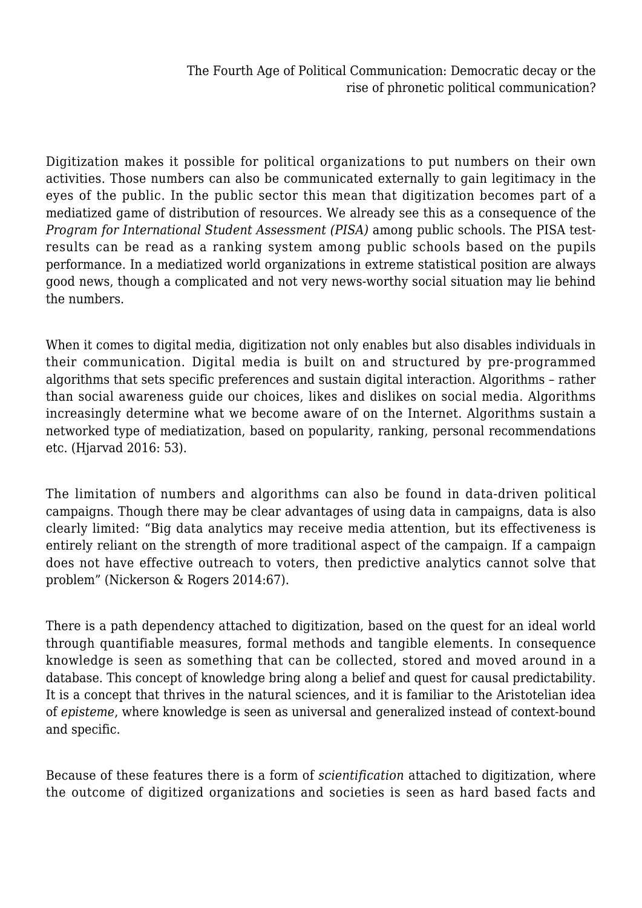Digitization makes it possible for political organizations to put numbers on their own activities. Those numbers can also be communicated externally to gain legitimacy in the eyes of the public. In the public sector this mean that digitization becomes part of a mediatized game of distribution of resources. We already see this as a consequence of the *Program for International Student Assessment (PISA)* among public schools. The PISA test-results can be read as a ranking system among public schools based on the pupils performance. In a mediatized world organizations in extreme statistical position are always good news, though a complicated and not very news-worthy social situation may lie behind the numbers.

When it comes to digital media, digitization not only enables but also disables individuals in their communication. Digital media is built on and structured by pre-programmed algorithms that sets specific preferences and sustain digital interaction. Algorithms – rather than social awareness guide our choices, likes and dislikes on social media. Algorithms increasingly determine what we become aware of on the Internet. Algorithms sustain a networked type of mediatization, based on popularity, ranking, personal recommendations etc. (Hjarvad 2016: 53).

The limitation of numbers and algorithms can also be found in data-driven political campaigns. Though there may be clear advantages of using data in campaigns, data is also clearly limited: "Big data analytics may receive media attention, but its effectiveness is entirely reliant on the strength of more traditional aspect of the campaign. If a campaign does not have effective outreach to voters, then predictive analytics cannot solve that problem" (Nickerson & Rogers 2014:67).

There is a path dependency attached to digitization, based on the quest for an ideal world through quantifiable measures, formal methods and tangible elements. In consequence knowledge is seen as something that can be collected, stored and moved around in a database. This concept of knowledge bring along a belief and quest for causal predictability. It is a concept that thrives in the natural sciences, and it is familiar to the Aristotelian idea of *episteme*, where knowledge is seen as universal and generalized instead of context-bound and specific.

Because of these features there is a form of *scientification* attached to digitization, where the outcome of digitized organizations and societies is seen as hard based facts and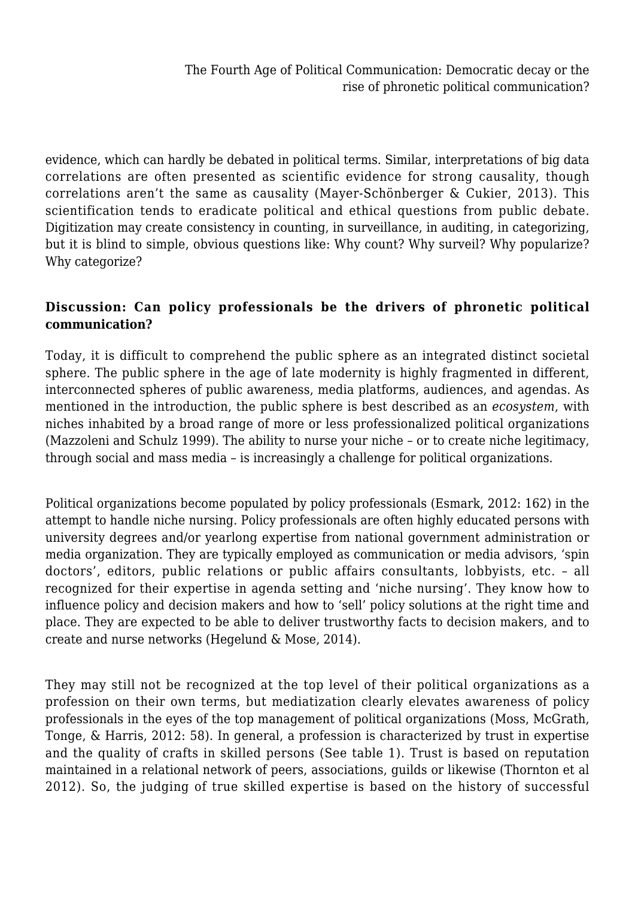evidence, which can hardly be debated in political terms. Similar, interpretations of big data correlations are often presented as scientific evidence for strong causality, though correlations aren't the same as causality (Mayer-Schönberger & Cukier, 2013). This scientification tends to eradicate political and ethical questions from public debate. Digitization may create consistency in counting, in surveillance, in auditing, in categorizing, but it is blind to simple, obvious questions like: Why count? Why surveil? Why popularize? Why categorize?

### Discussion: Can policy professionals be the drivers of phronetic political communication?

Today, it is difficult to comprehend the public sphere as an integrated distinct societal sphere. The public sphere in the age of late modernity is highly fragmented in different, interconnected spheres of public awareness, media platforms, audiences, and agendas. As mentioned in the introduction, the public sphere is best described as an *ecosystem*, with niches inhabited by a broad range of more or less professionalized political organizations (Mazzoleni and Schulz 1999). The ability to nurse your niche – or to create niche legitimacy, through social and mass media – is increasingly a challenge for political organizations.

Political organizations become populated by policy professionals (Esmark, 2012: 162) in the attempt to handle niche nursing. Policy professionals are often highly educated persons with university degrees and/or yearlong expertise from national government administration or media organization. They are typically employed as communication or media advisors, 'spin doctors', editors, public relations or public affairs consultants, lobbyists, etc. – all recognized for their expertise in agenda setting and 'niche nursing'. They know how to influence policy and decision makers and how to 'sell' policy solutions at the right time and place. They are expected to be able to deliver trustworthy facts to decision makers, and to create and nurse networks (Hegelund & Mose, 2014).

They may still not be recognized at the top level of their political organizations as a profession on their own terms, but mediatization clearly elevates awareness of policy professionals in the eyes of the top management of political organizations (Moss, McGrath, Tonge, & Harris, 2012: 58). In general, a profession is characterized by trust in expertise and the quality of crafts in skilled persons (See table 1). Trust is based on reputation maintained in a relational network of peers, associations, guilds or likewise (Thornton et al 2012). So, the judging of true skilled expertise is based on the history of successful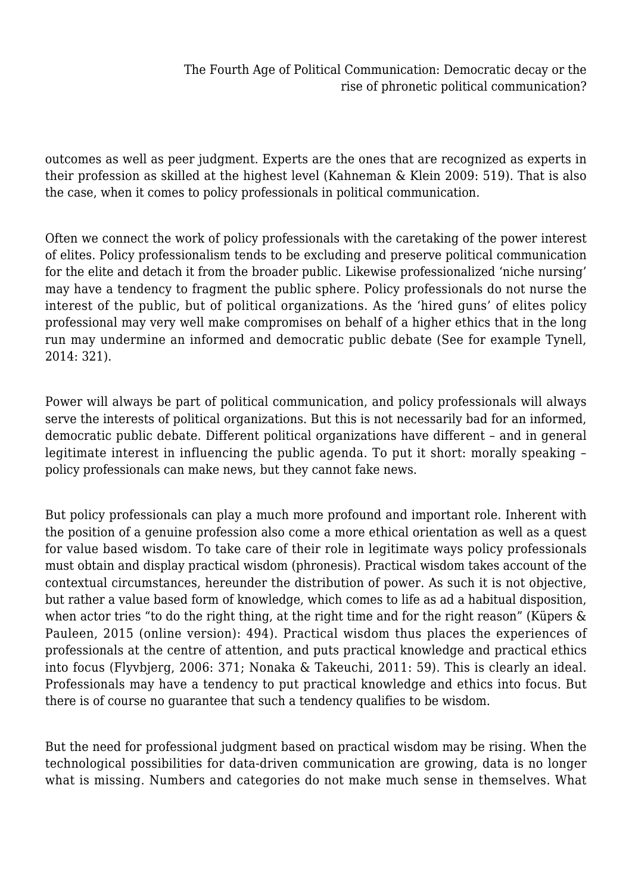outcomes as well as peer judgment. Experts are the ones that are recognized as experts in their profession as skilled at the highest level (Kahneman & Klein 2009: 519). That is also the case, when it comes to policy professionals in political communication.

Often we connect the work of policy professionals with the caretaking of the power interest of elites. Policy professionalism tends to be excluding and preserve political communication for the elite and detach it from the broader public. Likewise professionalized 'niche nursing' may have a tendency to fragment the public sphere. Policy professionals do not nurse the interest of the public, but of political organizations. As the 'hired guns' of elites policy professional may very well make compromises on behalf of a higher ethics that in the long run may undermine an informed and democratic public debate (See for example Tynell, 2014: 321).

Power will always be part of political communication, and policy professionals will always serve the interests of political organizations. But this is not necessarily bad for an informed, democratic public debate. Different political organizations have different – and in general legitimate interest in influencing the public agenda. To put it short: morally speaking – policy professionals can make news, but they cannot fake news.

But policy professionals can play a much more profound and important role. Inherent with the position of a genuine profession also come a more ethical orientation as well as a quest for value based wisdom. To take care of their role in legitimate ways policy professionals must obtain and display practical wisdom (phronesis). Practical wisdom takes account of the contextual circumstances, hereunder the distribution of power. As such it is not objective, but rather a value based form of knowledge, which comes to life as ad a habitual disposition, when actor tries "to do the right thing, at the right time and for the right reason" (Küpers & Pauleen, 2015 (online version): 494). Practical wisdom thus places the experiences of professionals at the centre of attention, and puts practical knowledge and practical ethics into focus (Flyvbjerg, 2006: 371; Nonaka & Takeuchi, 2011: 59). This is clearly an ideal. Professionals may have a tendency to put practical knowledge and ethics into focus. But there is of course no guarantee that such a tendency qualifies to be wisdom.

But the need for professional judgment based on practical wisdom may be rising. When the technological possibilities for data-driven communication are growing, data is no longer what is missing. Numbers and categories do not make much sense in themselves. What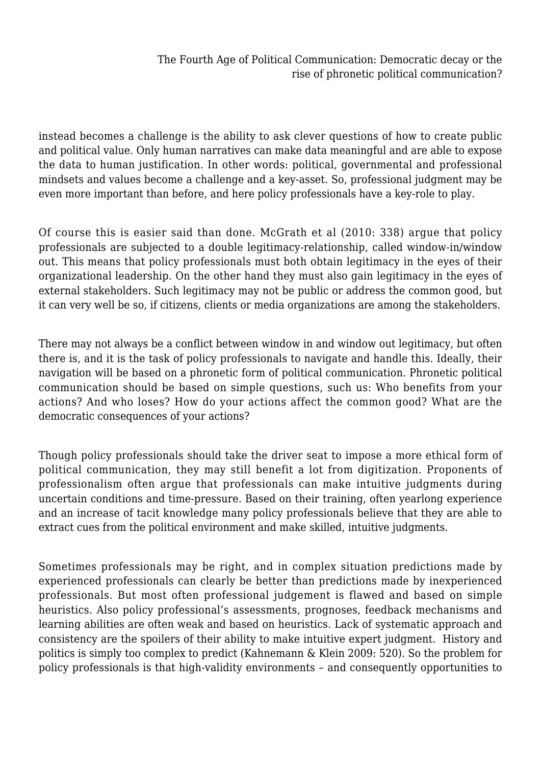instead becomes a challenge is the ability to ask clever questions of how to create public and political value. Only human narratives can make data meaningful and are able to expose the data to human justification. In other words: political, governmental and professional mindsets and values become a challenge and a key-asset. So, professional judgment may be even more important than before, and here policy professionals have a key-role to play.

Of course this is easier said than done. McGrath et al (2010: 338) argue that policy professionals are subjected to a double legitimacy-relationship, called window-in/window out. This means that policy professionals must both obtain legitimacy in the eyes of their organizational leadership. On the other hand they must also gain legitimacy in the eyes of external stakeholders. Such legitimacy may not be public or address the common good, but it can very well be so, if citizens, clients or media organizations are among the stakeholders.

There may not always be a conflict between window in and window out legitimacy, but often there is, and it is the task of policy professionals to navigate and handle this. Ideally, their navigation will be based on a phronetic form of political communication. Phronetic political communication should be based on simple questions, such us: Who benefits from your actions? And who loses? How do your actions affect the common good? What are the democratic consequences of your actions?

Though policy professionals should take the driver seat to impose a more ethical form of political communication, they may still benefit a lot from digitization. Proponents of professionalism often argue that professionals can make intuitive judgments during uncertain conditions and time-pressure. Based on their training, often yearlong experience and an increase of tacit knowledge many policy professionals believe that they are able to extract cues from the political environment and make skilled, intuitive judgments.

Sometimes professionals may be right, and in complex situation predictions made by experienced professionals can clearly be better than predictions made by inexperienced professionals. But most often professional judgement is flawed and based on simple heuristics. Also policy professional's assessments, prognoses, feedback mechanisms and learning abilities are often weak and based on heuristics. Lack of systematic approach and consistency are the spoilers of their ability to make intuitive expert judgment. History and politics is simply too complex to predict (Kahnemann & Klein 2009: 520). So the problem for policy professionals is that high-validity environments – and consequently opportunities to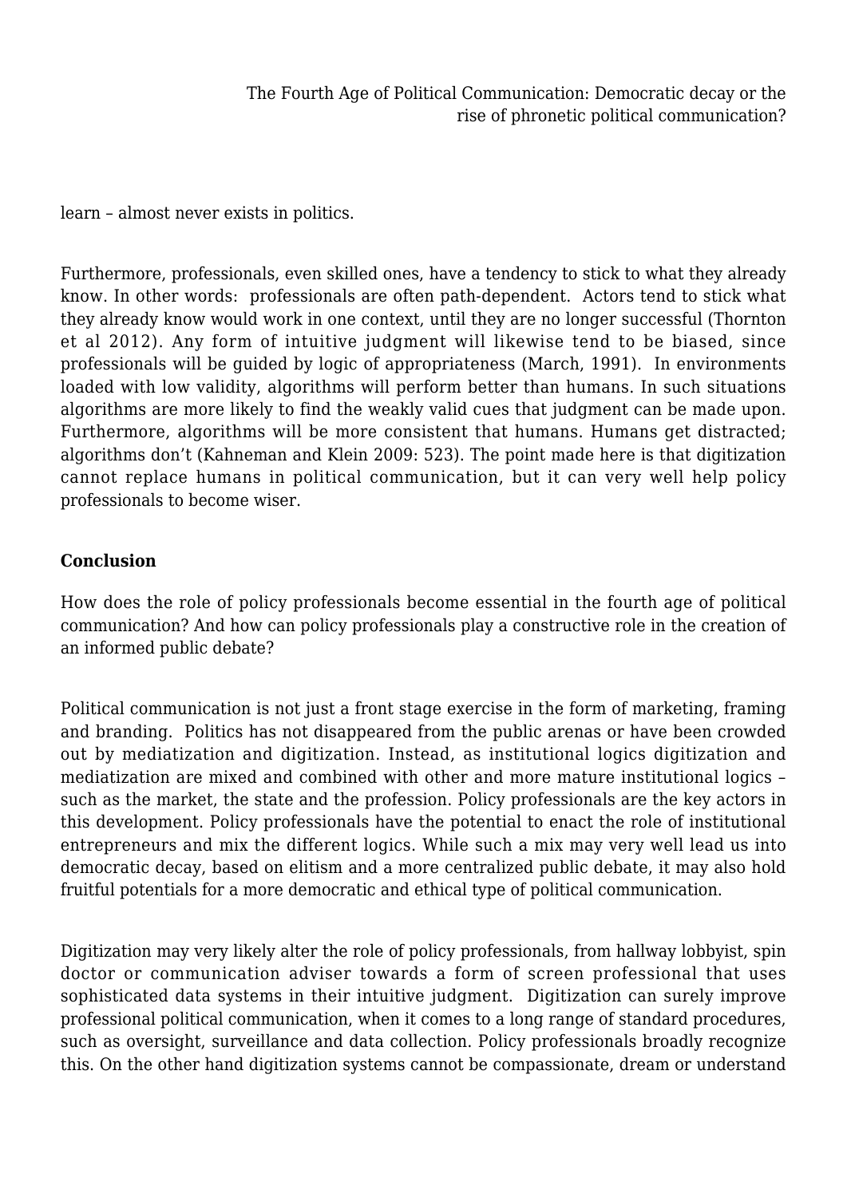learn – almost never exists in politics.

Furthermore, professionals, even skilled ones, have a tendency to stick to what they already know. In other words: professionals are often path-dependent. Actors tend to stick what they already know would work in one context, until they are no longer successful (Thornton et al 2012). Any form of intuitive judgment will likewise tend to be biased, since professionals will be guided by logic of appropriateness (March, 1991). In environments loaded with low validity, algorithms will perform better than humans. In such situations algorithms are more likely to find the weakly valid cues that judgment can be made upon. Furthermore, algorithms will be more consistent that humans. Humans get distracted; algorithms don't (Kahneman and Klein 2009: 523). The point made here is that digitization cannot replace humans in political communication, but it can very well help policy professionals to become wiser.

## Conclusion

How does the role of policy professionals become essential in the fourth age of political communication? And how can policy professionals play a constructive role in the creation of an informed public debate?

Political communication is not just a front stage exercise in the form of marketing, framing and branding. Politics has not disappeared from the public arenas or have been crowded out by mediatization and digitization. Instead, as institutional logics digitization and mediatization are mixed and combined with other and more mature institutional logics – such as the market, the state and the profession. Policy professionals are the key actors in this development. Policy professionals have the potential to enact the role of institutional entrepreneurs and mix the different logics. While such a mix may very well lead us into democratic decay, based on elitism and a more centralized public debate, it may also hold fruitful potentials for a more democratic and ethical type of political communication.

Digitization may very likely alter the role of policy professionals, from hallway lobbyist, spin doctor or communication adviser towards a form of screen professional that uses sophisticated data systems in their intuitive judgment. Digitization can surely improve professional political communication, when it comes to a long range of standard procedures, such as oversight, surveillance and data collection. Policy professionals broadly recognize this. On the other hand digitization systems cannot be compassionate, dream or understand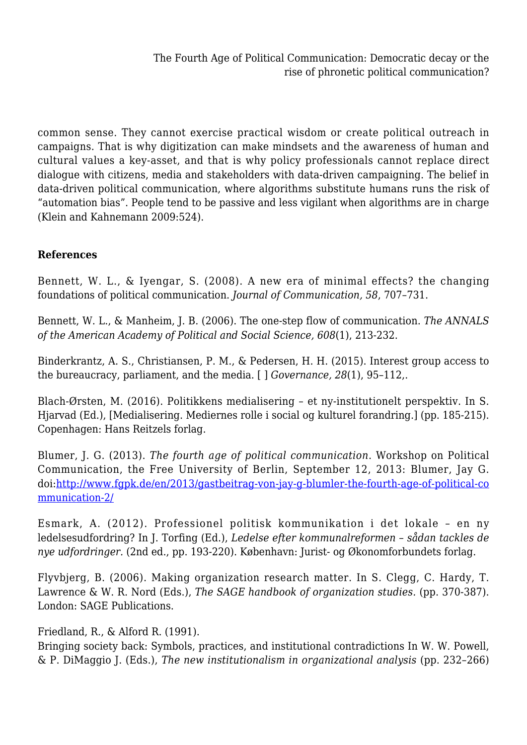common sense. They cannot exercise practical wisdom or create political outreach in campaigns. That is why digitization can make mindsets and the awareness of human and cultural values a key-asset, and that is why policy professionals cannot replace direct dialogue with citizens, media and stakeholders with data-driven campaigning. The belief in data-driven political communication, where algorithms substitute humans runs the risk of "automation bias". People tend to be passive and less vigilant when algorithms are in charge (Klein and Kahnemann 2009:524).

**References**

Bennett, W. L., & Iyengar, S. (2008). A new era of minimal effects? the changing foundations of political communication. *Journal of Communication, 58*, 707–731.

Bennett, W. L., & Manheim, J. B. (2006). The one-step flow of communication. *The ANNALS of the American Academy of Political and Social Science, 608*(1), 213-232.

Binderkrantz, A. S., Christiansen, P. M., & Pedersen, H. H. (2015). Interest group access to the bureaucracy, parliament, and the media. [ ] *Governance, 28*(1), 95–112,.

Blach-Ørsten, M. (2016). Politikkens medialisering – et ny-institutionelt perspektiv. In S. Hjarvad (Ed.), [Medialisering. Mediernes rolle i social og kulturel forandring.] (pp. 185-215). Copenhagen: Hans Reitzels forlag.

Blumer, J. G. (2013). *The fourth age of political communication*. Workshop on Political Communication, the Free University of Berlin, September 12, 2013: Blumer, Jay G. doi:[http://www.fgpk.de/en/2013/gastbeitrag-von-jay-g-blumler-the-fourth-age-of-political-communication-2/](http://www.fgpk.de/en/2013/gastbeitrag-von-jay-g-blumler-the-fourth-age-of-political-communication-2/)

Esmark, A. (2012). Professionel politisk kommunikation i det lokale – en ny ledelsesudfordring? In J. Torfing (Ed.), *Ledelse efter kommunalreformen – sådan tackles de nye udfordringer.* (2nd ed., pp. 193-220). København: Jurist- og Økonomforbundets forlag.

Flyvbjerg, B. (2006). Making organization research matter. In S. Clegg, C. Hardy, T. Lawrence & W. R. Nord (Eds.), *The SAGE handbook of organization studies.* (pp. 370-387). London: SAGE Publications.

Friedland, R., & Alford R. (1991).
Bringing society back: Symbols, practices, and institutional contradictions In W. W. Powell, & P. DiMaggio J. (Eds.), *The new institutionalism in organizational analysis* (pp. 232–266)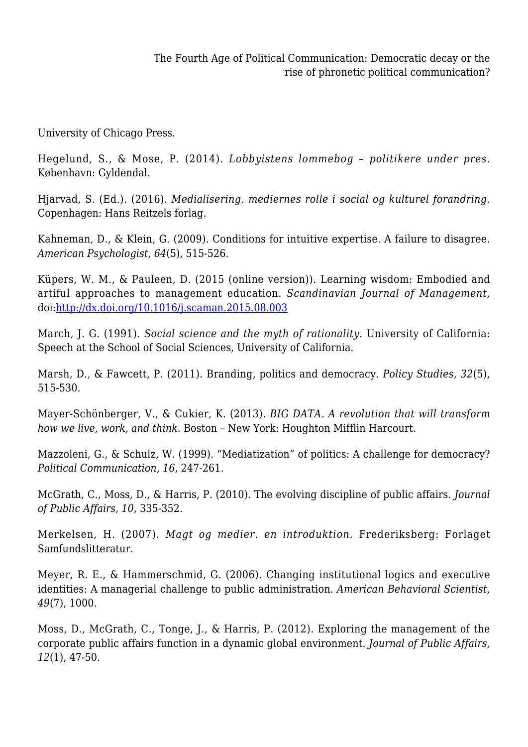University of Chicago Press.

Hegelund, S., & Mose, P. (2014). *Lobbyistens lommebog – politikere under pres.* København: Gyldendal.

Hjarvad, S. (Ed.). (2016). *Medialisering. mediernes rolle i social og kulturel forandring.* Copenhagen: Hans Reitzels forlag.

Kahneman, D., & Klein, G. (2009). Conditions for intuitive expertise. A failure to disagree. *American Psychologist, 64*(5), 515-526.

Küpers, W. M., & Pauleen, D. (2015 (online version)). Learning wisdom: Embodied and artiful approaches to management education. *Scandinavian Journal of Management,* doi:[http://dx.doi.org/10.1016/j.scaman.2015.08.003](http://dx.doi.org/10.1016/j.scaman.2015.08.003)

March, J. G. (1991). *Social science and the myth of rationality*. University of California: Speech at the School of Social Sciences, University of California.

Marsh, D., & Fawcett, P. (2011). Branding, politics and democracy. *Policy Studies, 32*(5), 515-530.

Mayer-Schönberger, V., & Cukier, K. (2013). *BIG DATA. A revolution that will transform how we live, work, and think*. Boston – New York: Houghton Mifflin Harcourt.

Mazzoleni, G., & Schulz, W. (1999). "Mediatization" of politics: A challenge for democracy? *Political Communication, 16*, 247-261.

McGrath, C., Moss, D., & Harris, P. (2010). The evolving discipline of public affairs. *Journal of Public Affairs, 10*, 335-352.

Merkelsen, H. (2007). *Magt og medier. en introduktion.* Frederiksberg: Forlaget Samfundslitteratur.

Meyer, R. E., & Hammerschmid, G. (2006). Changing institutional logics and executive identities: A managerial challenge to public administration. *American Behavioral Scientist, 49*(7), 1000.

Moss, D., McGrath, C., Tonge, J., & Harris, P. (2012). Exploring the management of the corporate public affairs function in a dynamic global environment. *Journal of Public Affairs, 12*(1), 47-50.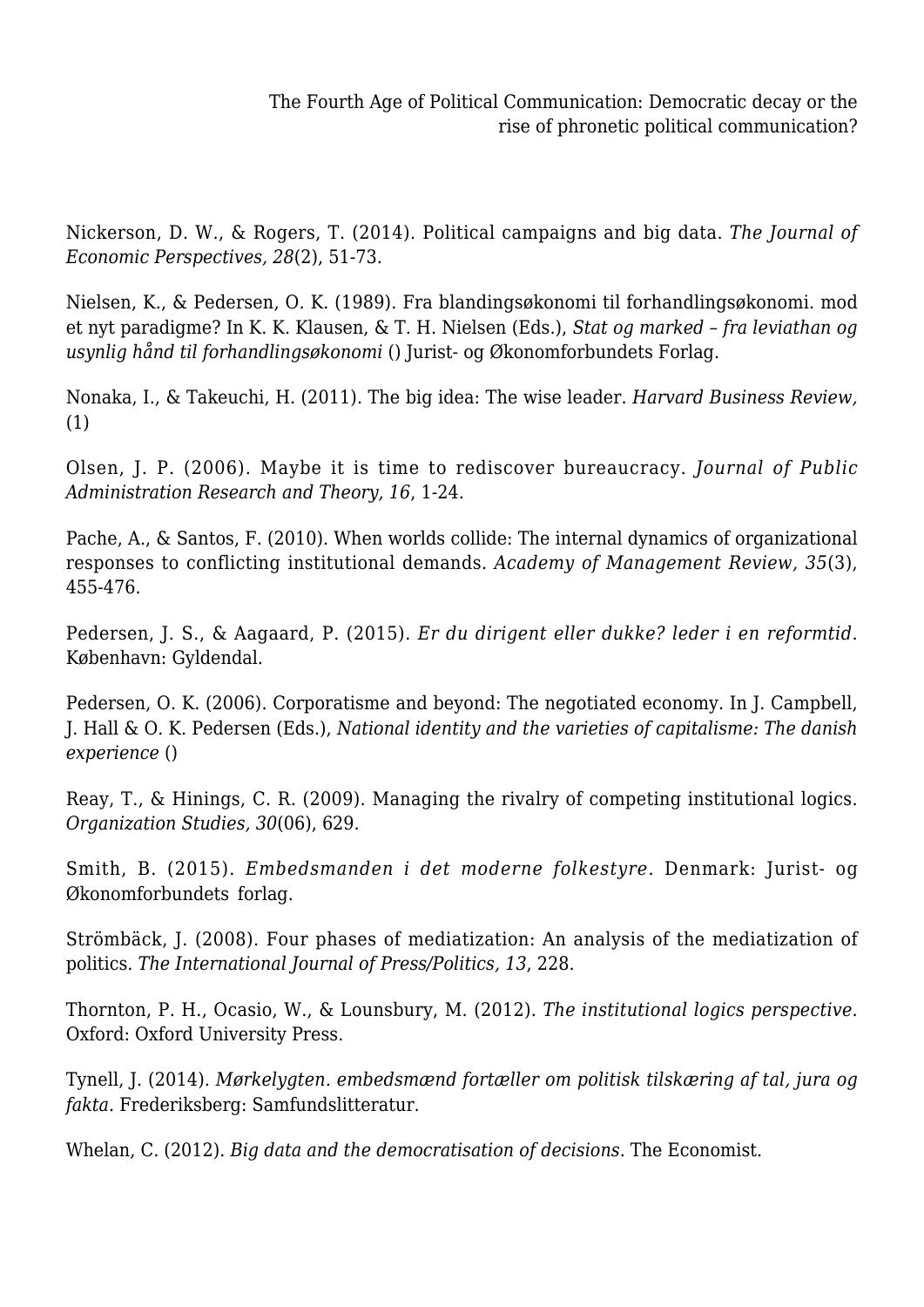Nickerson, D. W., & Rogers, T. (2014). Political campaigns and big data. *The Journal of Economic Perspectives, 28*(2), 51-73.

Nielsen, K., & Pedersen, O. K. (1989). Fra blandingsøkonomi til forhandlingsøkonomi. mod et nyt paradigme? In K. K. Klausen, & T. H. Nielsen (Eds.), *Stat og marked – fra leviathan og usynlig hånd til forhandlingsøkonomi* () Jurist- og Økonomforbundets Forlag.

Nonaka, I., & Takeuchi, H. (2011). The big idea: The wise leader. *Harvard Business Review,* (1)

Olsen, J. P. (2006). Maybe it is time to rediscover bureaucracy. *Journal of Public Administration Research and Theory, 16*, 1-24.

Pache, A., & Santos, F. (2010). When worlds collide: The internal dynamics of organizational responses to conflicting institutional demands. *Academy of Management Review, 35*(3), 455-476.

Pedersen, J. S., & Aagaard, P. (2015). *Er du dirigent eller dukke? leder i en reformtid*. København: Gyldendal.

Pedersen, O. K. (2006). Corporatisme and beyond: The negotiated economy. In J. Campbell, J. Hall & O. K. Pedersen (Eds.), *National identity and the varieties of capitalisme: The danish experience* ()

Reay, T., & Hinings, C. R. (2009). Managing the rivalry of competing institutional logics. *Organization Studies, 30*(06), 629.

Smith, B. (2015). *Embedsmanden i det moderne folkestyre*. Denmark: Jurist- og Økonomforbundets forlag.

Strömbäck, J. (2008). Four phases of mediatization: An analysis of the mediatization of politics. *The International Journal of Press/Politics, 13*, 228.

Thornton, P. H., Ocasio, W., & Lounsbury, M. (2012). *The institutional logics perspective*. Oxford: Oxford University Press.

Tynell, J. (2014). *Mørkelygten. embedsmænd fortæller om politisk tilskæring af tal, jura og fakta*. Frederiksberg: Samfundslitteratur.

Whelan, C. (2012). *Big data and the democratisation of decisions*. The Economist.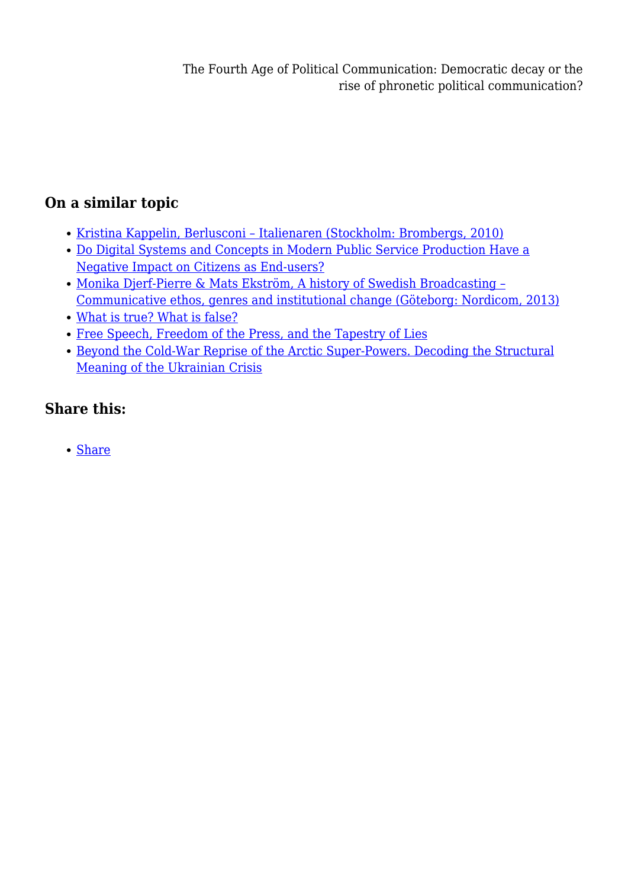## On a similar topic

- Kristina Kappelin, Berlusconi – Italienaren (Stockholm: Brombergs, 2010)
- Do Digital Systems and Concepts in Modern Public Service Production Have a Negative Impact on Citizens as End-users?
- Monika Djerf-Pierre & Mats Ekström, A history of Swedish Broadcasting – Communicative ethos, genres and institutional change (Göteborg: Nordicom, 2013)
- What is true? What is false?
- Free Speech, Freedom of the Press, and the Tapestry of Lies
- Beyond the Cold-War Reprise of the Arctic Super-Powers. Decoding the Structural Meaning of the Ukrainian Crisis

## Share this:

- Share